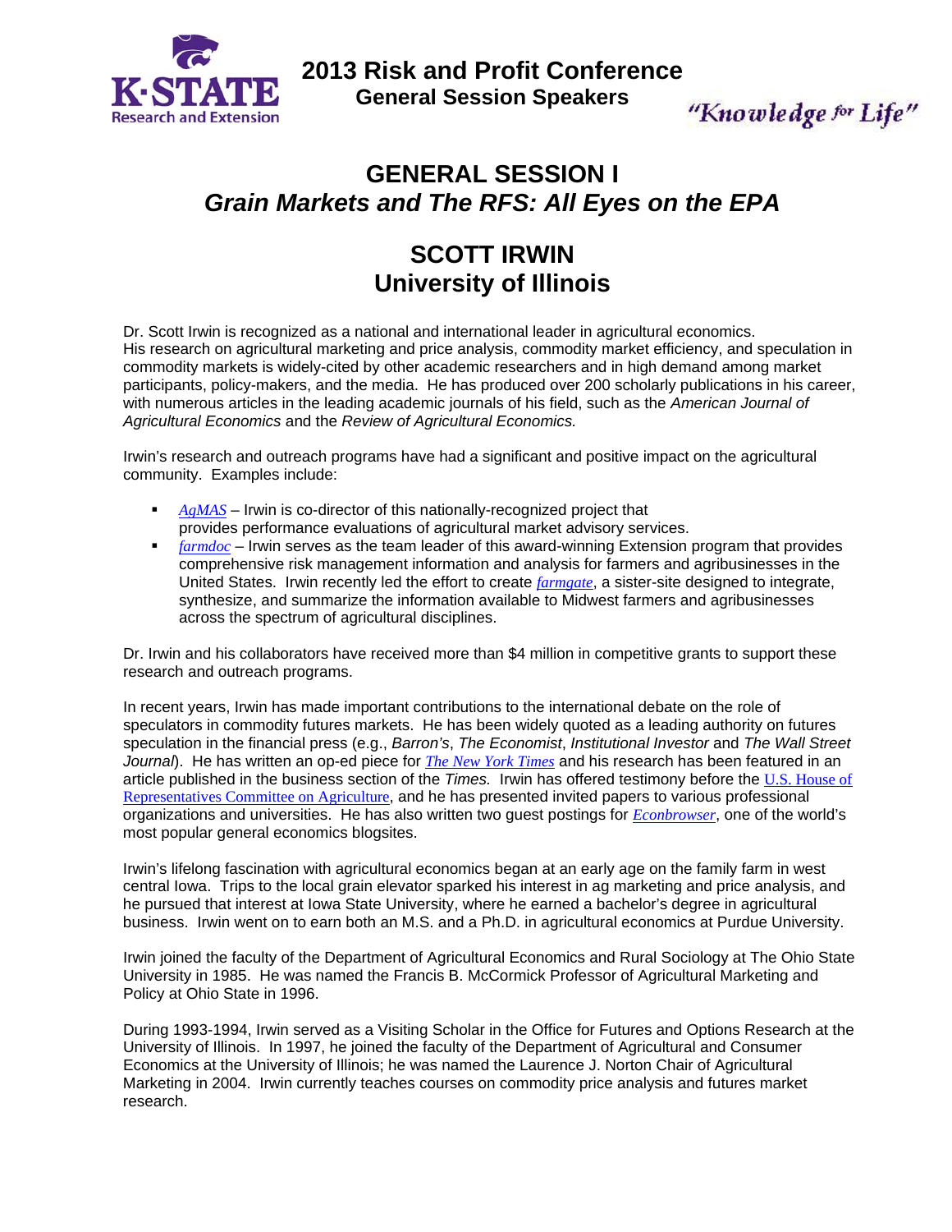K·STATE Research and Extension

# 2013 Risk and Profit Conference
## General Session Speakers

*"Knowledge for Life"*

## GENERAL SESSION I
## *Grain Markets and The RFS: All Eyes on the EPA*

## SCOTT IRWIN
## University of Illinois

Dr. Scott Irwin is recognized as a national and international leader in agricultural economics. His research on agricultural marketing and price analysis, commodity market efficiency, and speculation in commodity markets is widely-cited by other academic researchers and in high demand among market participants, policy-makers, and the media. He has produced over 200 scholarly publications in his career, with numerous articles in the leading academic journals of his field, such as the *American Journal of Agricultural Economics* and the *Review of Agricultural Economics.*

Irwin's research and outreach programs have had a significant and positive impact on the agricultural community. Examples include:

- *AgMAS* – Irwin is co-director of this nationally-recognized project that provides performance evaluations of agricultural market advisory services.
- *farmdoc* – Irwin serves as the team leader of this award-winning Extension program that provides comprehensive risk management information and analysis for farmers and agribusinesses in the United States. Irwin recently led the effort to create *farmgate*, a sister-site designed to integrate, synthesize, and summarize the information available to Midwest farmers and agribusinesses across the spectrum of agricultural disciplines.

Dr. Irwin and his collaborators have received more than $4 million in competitive grants to support these research and outreach programs.

In recent years, Irwin has made important contributions to the international debate on the role of speculators in commodity futures markets. He has been widely quoted as a leading authority on futures speculation in the financial press (e.g., *Barron's*, *The Economist*, *Institutional Investor* and *The Wall Street Journal*). He has written an op-ed piece for *The New York Times* and his research has been featured in an article published in the business section of the *Times.* Irwin has offered testimony before the U.S. House of Representatives Committee on Agriculture, and he has presented invited papers to various professional organizations and universities. He has also written two guest postings for *Econbrowser*, one of the world's most popular general economics blogsites.

Irwin's lifelong fascination with agricultural economics began at an early age on the family farm in west central Iowa. Trips to the local grain elevator sparked his interest in ag marketing and price analysis, and he pursued that interest at Iowa State University, where he earned a bachelor's degree in agricultural business. Irwin went on to earn both an M.S. and a Ph.D. in agricultural economics at Purdue University.

Irwin joined the faculty of the Department of Agricultural Economics and Rural Sociology at The Ohio State University in 1985. He was named the Francis B. McCormick Professor of Agricultural Marketing and Policy at Ohio State in 1996.

During 1993-1994, Irwin served as a Visiting Scholar in the Office for Futures and Options Research at the University of Illinois. In 1997, he joined the faculty of the Department of Agricultural and Consumer Economics at the University of Illinois; he was named the Laurence J. Norton Chair of Agricultural Marketing in 2004. Irwin currently teaches courses on commodity price analysis and futures market research.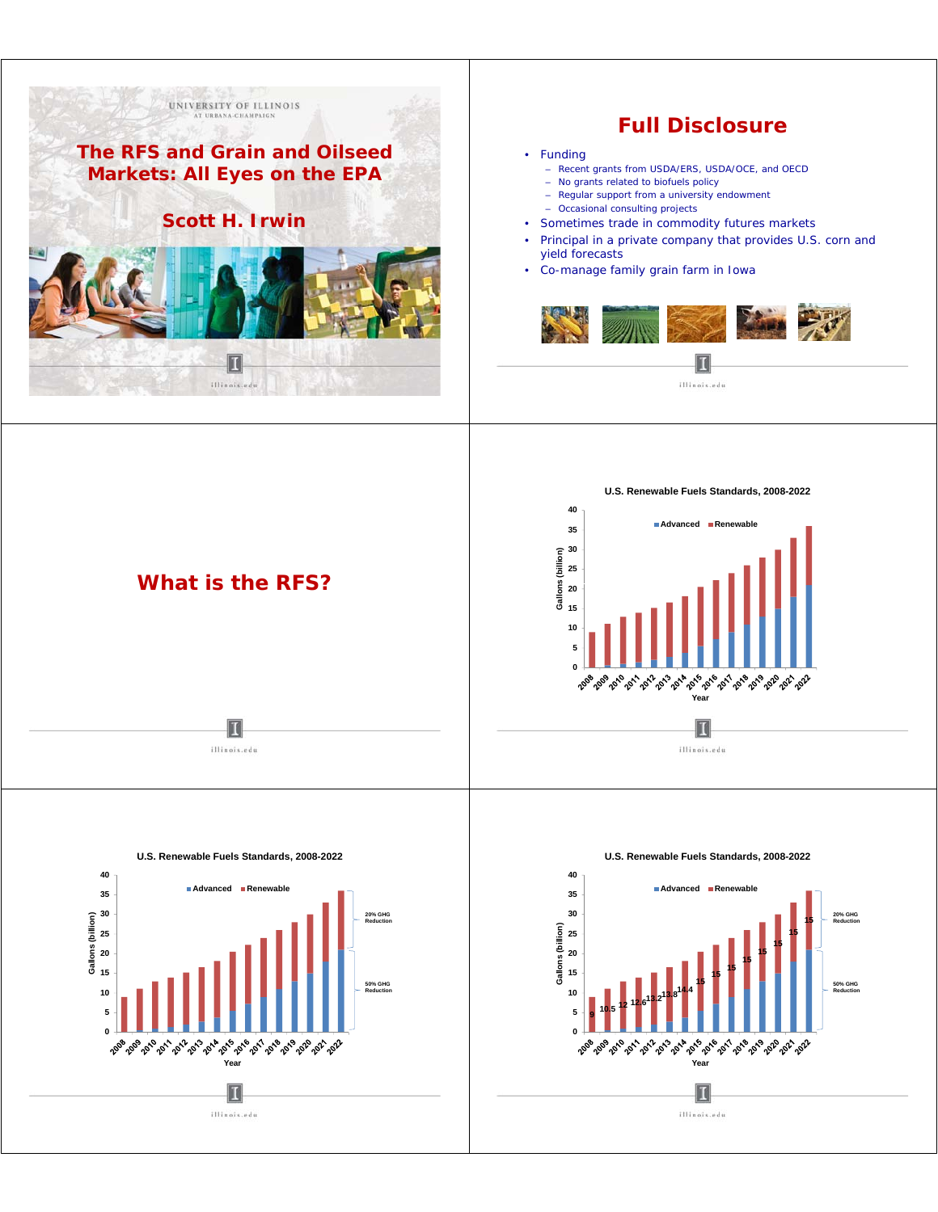# The RFS and Grain and Oilseed Markets: All Eyes on the EPA

## Scott H. Irwin

UNIVERSITY OF ILLINOIS AT URBANA-CHAMPAIGN

---

# Full Disclosure

- Funding
  - Recent grants from USDA/ERS, USDA/OCE, and OECD
  - No grants related to biofuels policy
  - Regular support from a university endowment
  - Occasional consulting projects
- Sometimes trade in commodity futures markets
- Principal in a private company that provides U.S. corn and yield forecasts
- Co-manage family grain farm in Iowa

---

# What is the RFS?

---

**U.S. Renewable Fuels Standards, 2008-2022**

Gallons (billion) by Year; series: Advanced, Renewable

---

**U.S. Renewable Fuels Standards, 2008-2022**

Gallons (billion) by Year; series: Advanced, Renewable

20% GHG Reduction

50% GHG Reduction

---

**U.S. Renewable Fuels Standards, 2008-2022**

Gallons (billion) by Year; series: Advanced, Renewable

Labels: 9, 10.5, 12, 12.6, 13.2, 13.8, 14.4, 15, 15, 15, 15, 15, 15, 15, 15

20% GHG Reduction

50% GHG Reduction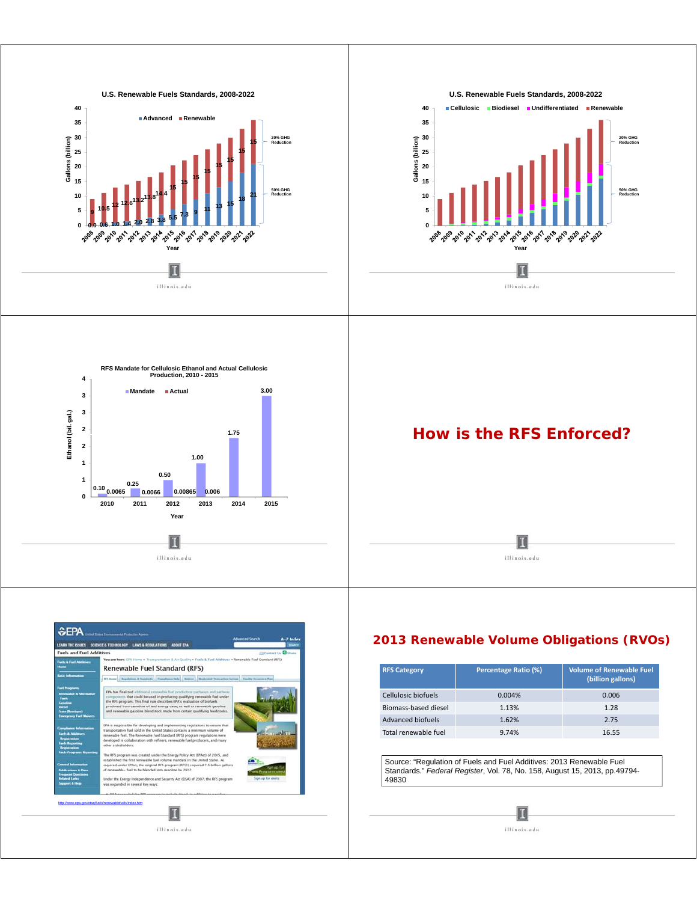U.S. Renewable Fuels Standards, 2008-2022

Advanced | Renewable

Gallons (billion)

20% GHG Reduction

50% GHG Reduction

Year

U.S. Renewable Fuels Standards, 2008-2022

Cellulosic | Biodiesel | Undifferentiated | Renewable

Gallons (billion)

20% GHG Reduction

50% GHG Reduction

Year

RFS Mandate for Cellulosic Ethanol and Actual Cellulosic Production, 2010 - 2015

Mandate | Actual

Ethanol (bil. gal.)

Year

# How is the RFS Enforced?

Renewable Fuel Standard (RFS)

http://www.epa.gov/otaq/fuels/renewablefuels/index.htm

## 2013 Renewable Volume Obligations (RVOs)

| RFS Category | Percentage Ratio (%) | Volume of Renewable Fuel (billion gallons) |
|---|---|---|
| Cellulosic biofuels | 0.004% | 0.006 |
| Biomass-based diesel | 1.13% | 1.28 |
| Advanced biofuels | 1.62% | 2.75 |
| Total renewable fuel | 9.74% | 16.55 |

Source: "Regulation of Fuels and Fuel Additives: 2013 Renewable Fuel Standards." *Federal Register*, Vol. 78, No. 158, August 15, 2013, pp.49794-49830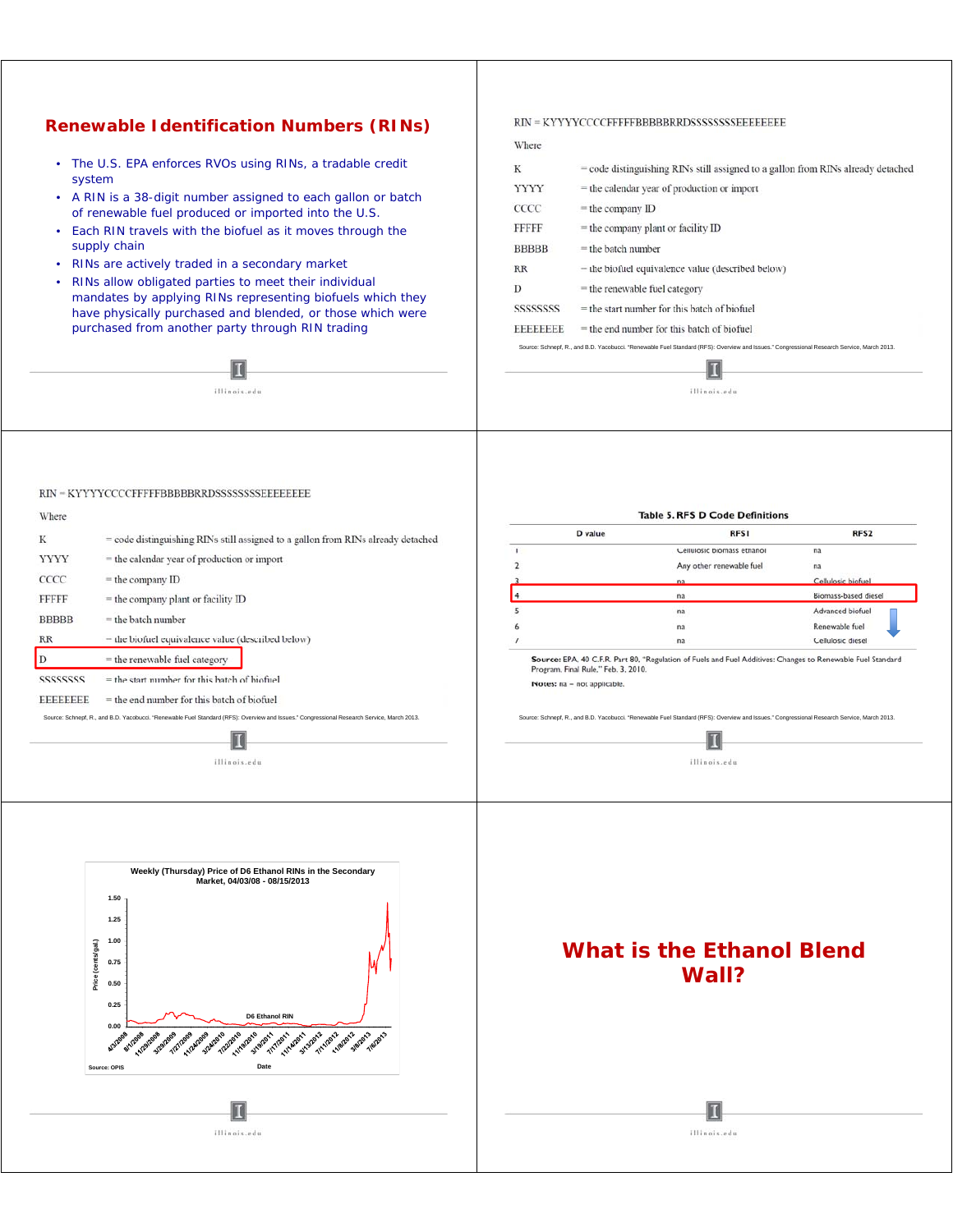## Renewable Identification Numbers (RINs)

- The U.S. EPA enforces RVOs using RINs, a tradable credit system
- A RIN is a 38-digit number assigned to each gallon or batch of renewable fuel produced or imported into the U.S.
- Each RIN travels with the biofuel as it moves through the supply chain
- RINs are actively traded in a secondary market
- RINs allow obligated parties to meet their individual mandates by applying RINs representing biofuels which they have physically purchased and blended, or those which were purchased from another party through RIN trading

---

RIN = KYYYYCCCCFFFFFBBBBBRRDSSSSSSSSEEEEEEEE

Where

| | |
|---|---|
| K | = code distinguishing RINs still assigned to a gallon from RINs already detached |
| YYYY | = the calendar year of production or import |
| CCCC | = the company ID |
| FFFFF | = the company plant or facility ID |
| BBBBB | = the batch number |
| RR | = the biofuel equivalence value (described below) |
| D | = the renewable fuel category |
| SSSSSSSS | = the start number for this batch of biofuel |
| EEEEEEEE | = the end number for this batch of biofuel |

Source: Schnepf, R., and B.D. Yacobucci. "Renewable Fuel Standard (RFS): Overview and Issues." Congressional Research Service, March 2013.

---

RIN = KYYYYCCCCFFFFFBBBBBRRDSSSSSSSSEEEEEEEE

Where

| | |
|---|---|
| K | = code distinguishing RINs still assigned to a gallon from RINs already detached |
| YYYY | = the calendar year of production or import |
| CCCC | = the company ID |
| FFFFF | = the company plant or facility ID |
| BBBBB | = the batch number |
| RR | = the biofuel equivalence value (described below) |
| D | = the renewable fuel category |
| SSSSSSSS | = the start number for this batch of biofuel |
| EEEEEEEE | = the end number for this batch of biofuel |

Source: Schnepf, R., and B.D. Yacobucci. "Renewable Fuel Standard (RFS): Overview and Issues." Congressional Research Service, March 2013.

---

**Table 5. RFS D Code Definitions**

| D value | RFS1 | RFS2 |
|---|---|---|
| 1 | Cellulosic biomass ethanol | na |
| 2 | Any other renewable fuel | na |
| 3 | na | Cellulosic biofuel |
| 4 | na | Biomass-based diesel |
| 5 | na | Advanced biofuel |
| 6 | na | Renewable fuel |
| 7 | na | Cellulosic diesel |

**Source:** EPA. 40 C.F.R. Part 80, "Regulation of Fuels and Fuel Additives: Changes to Renewable Fuel Standard Program. Final Rule," Feb. 3, 2010.

**Notes:** na = not applicable.

Source: Schnepf, R., and B.D. Yacobucci. "Renewable Fuel Standard (RFS): Overview and Issues." Congressional Research Service, March 2013.

---

**Weekly (Thursday) Price of D6 Ethanol RINs in the Secondary Market, 04/03/08 - 08/15/2013**

Source: OPIS

---

## What is the Ethanol Blend Wall?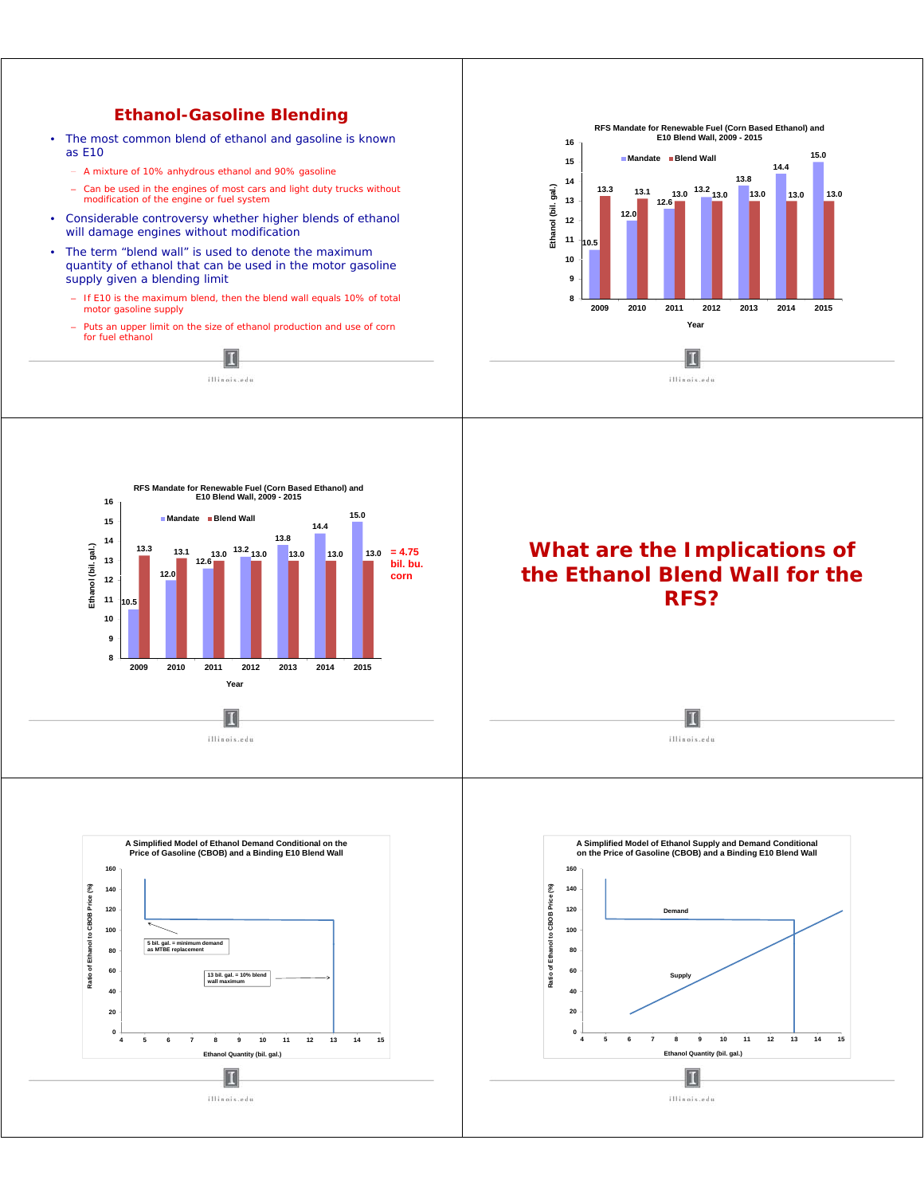# Ethanol-Gasoline Blending

- The most common blend of ethanol and gasoline is known as E10
  - A mixture of 10% anhydrous ethanol and 90% gasoline
  - Can be used in the engines of most cars and light duty trucks without modification of the engine or fuel system
- Considerable controversy whether higher blends of ethanol will damage engines without modification
- The term "blend wall" is used to denote the maximum quantity of ethanol that can be used in the motor gasoline supply given a blending limit
  - If E10 is the maximum blend, then the blend wall equals 10% of total motor gasoline supply
  - Puts an upper limit on the size of ethanol production and use of corn for fuel ethanol

**RFS Mandate for Renewable Fuel (Corn Based Ethanol) and E10 Blend Wall, 2009 - 2015**

| Year | Mandate (bil. gal.) | Blend Wall (bil. gal.) |
|---|---|---|
| 2009 | 10.5 | 13.3 |
| 2010 | 12.0 | 13.1 |
| 2011 | 12.6 | 13.0 |
| 2012 | 13.2 | 13.0 |
| 2013 | 13.8 | 13.0 |
| 2014 | 14.4 | 13.0 |
| 2015 | 15.0 | 13.0 |

**RFS Mandate for Renewable Fuel (Corn Based Ethanol) and E10 Blend Wall, 2009 - 2015**

| Year | Mandate (bil. gal.) | Blend Wall (bil. gal.) |
|---|---|---|
| 2009 | 10.5 | 13.3 |
| 2010 | 12.0 | 13.1 |
| 2011 | 12.6 | 13.0 |
| 2012 | 13.2 | 13.0 |
| 2013 | 13.8 | 13.0 |
| 2014 | 14.4 | 13.0 |
| 2015 | 15.0 | 13.0 = 4.75 bil. bu. corn |

# What are the Implications of the Ethanol Blend Wall for the RFS?

**A Simplified Model of Ethanol Demand Conditional on the Price of Gasoline (CBOB) and a Binding E10 Blend Wall**

- 5 bil. gal. = minimum demand as MTBE replacement
- 13 bil. gal. = 10% blend wall maximum

Ratio of Ethanol to CBOB Price (%) vs. Ethanol Quantity (bil. gal.)

**A Simplified Model of Ethanol Supply and Demand Conditional on the Price of Gasoline (CBOB) and a Binding E10 Blend Wall**

Demand; Supply

Ratio of Ethanol to CBOB Price (%) vs. Ethanol Quantity (bil. gal.)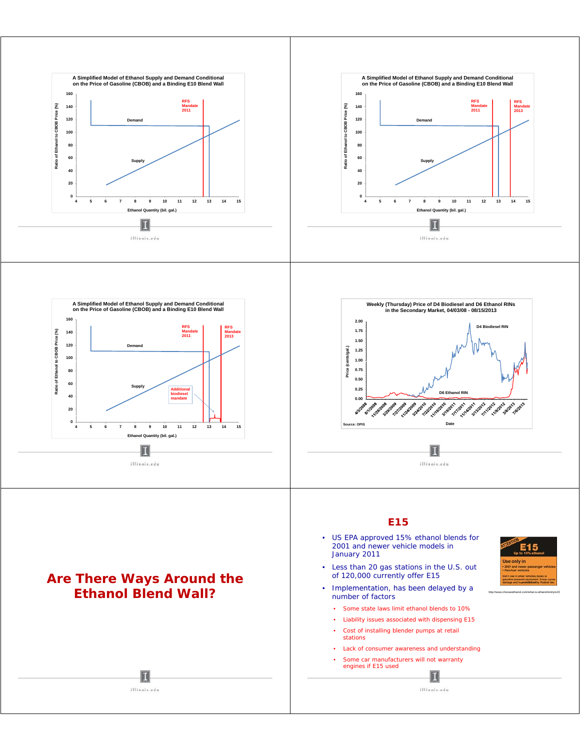A Simplified Model of Ethanol Supply and Demand Conditional on the Price of Gasoline (CBOB) and a Binding E10 Blend Wall

A Simplified Model of Ethanol Supply and Demand Conditional on the Price of Gasoline (CBOB) and a Binding E10 Blend Wall

A Simplified Model of Ethanol Supply and Demand Conditional on the Price of Gasoline (CBOB) and a Binding E10 Blend Wall

Weekly (Thursday) Price of D4 Biodiesel and D6 Ethanol RINs in the Secondary Market, 04/03/08 - 08/15/2013

Source: OPIS

# Are There Ways Around the Ethanol Blend Wall?

## E15

- US EPA approved 15% ethanol blends for 2001 and newer vehicle models in January 2011
- Less than 20 gas stations in the U.S. out of 120,000 currently offer E15
- Implementation, has been delayed by a number of factors
  - Some state laws limit ethanol blends to 10%
  - Liability issues associated with dispensing E15
  - Cost of installing blender pumps at retail stations
  - Lack of consumer awareness and understanding
  - Some car manufacturers will not warranty engines if E15 used

http://www.chooseethanol.com/what-is-ethanol/entry/e15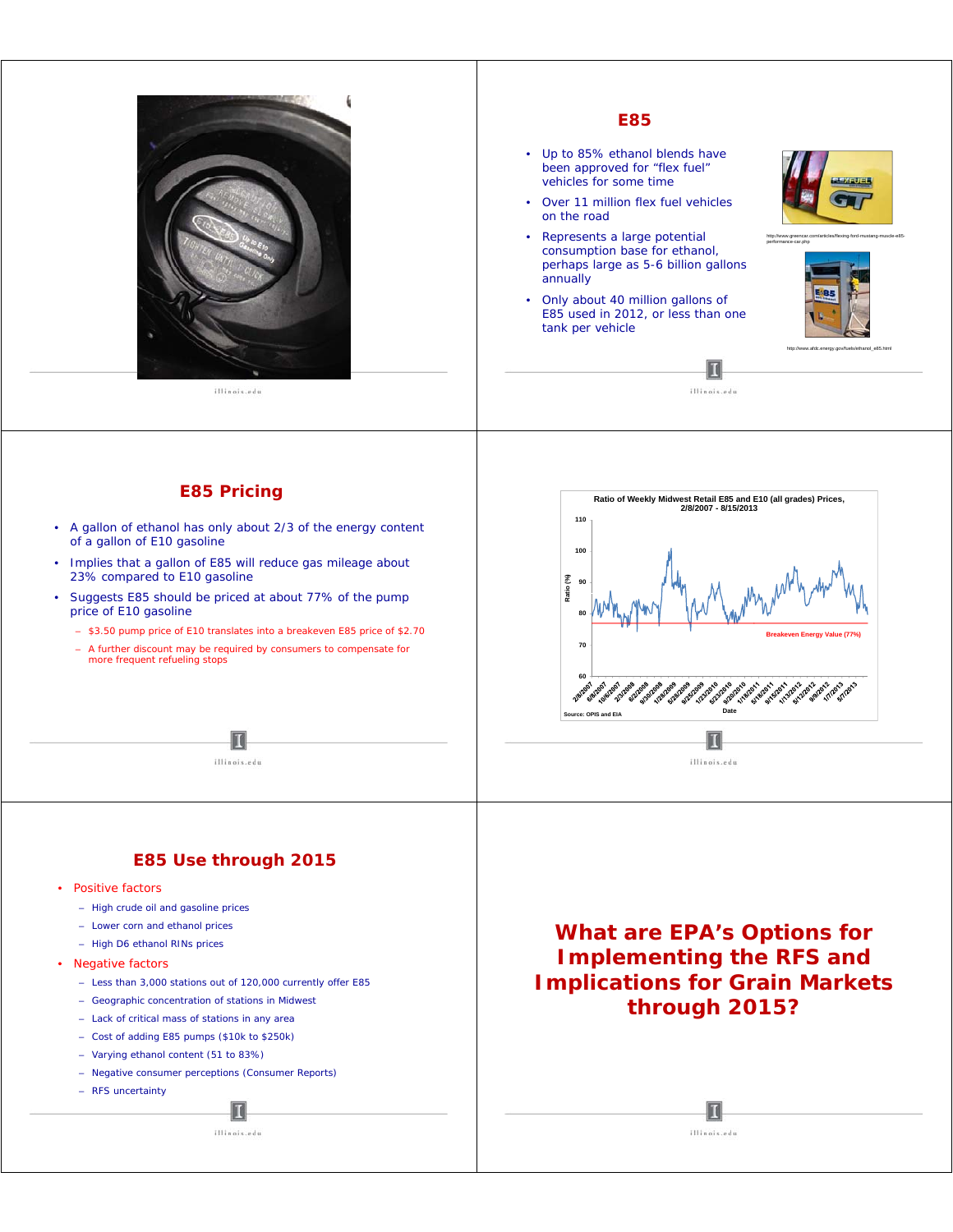## E85

- Up to 85% ethanol blends have been approved for "flex fuel" vehicles for some time
- Over 11 million flex fuel vehicles on the road
- Represents a large potential consumption base for ethanol, perhaps large as 5-6 billion gallons annually
- Only about 40 million gallons of E85 used in 2012, or less than one tank per vehicle

http://www.greencar.com/articles/flexing-ford-mustang-muscle-e85-performance-car.php

http://www.afdc.energy.gov/fuels/ethanol_e85.html

## E85 Pricing

- A gallon of ethanol has only about 2/3 of the energy content of a gallon of E10 gasoline
- Implies that a gallon of E85 will reduce gas mileage about 23% compared to E10 gasoline
- Suggests E85 should be priced at about 77% of the pump price of E10 gasoline
  - $3.50 pump price of E10 translates into a breakeven E85 price of $2.70
  - A further discount may be required by consumers to compensate for more frequent refueling stops

**Ratio of Weekly Midwest Retail E85 and E10 (all grades) Prices, 2/8/2007 - 8/15/2013**

Source: OPIS and EIA

## E85 Use through 2015

- Positive factors
  - High crude oil and gasoline prices
  - Lower corn and ethanol prices
  - High D6 ethanol RINs prices
- Negative factors
  - Less than 3,000 stations out of 120,000 currently offer E85
  - Geographic concentration of stations in Midwest
  - Lack of critical mass of stations in any area
  - Cost of adding E85 pumps ($10k to $250k)
  - Varying ethanol content (51 to 83%)
  - Negative consumer perceptions (Consumer Reports)
  - RFS uncertainty

# What are EPA's Options for Implementing the RFS and Implications for Grain Markets through 2015?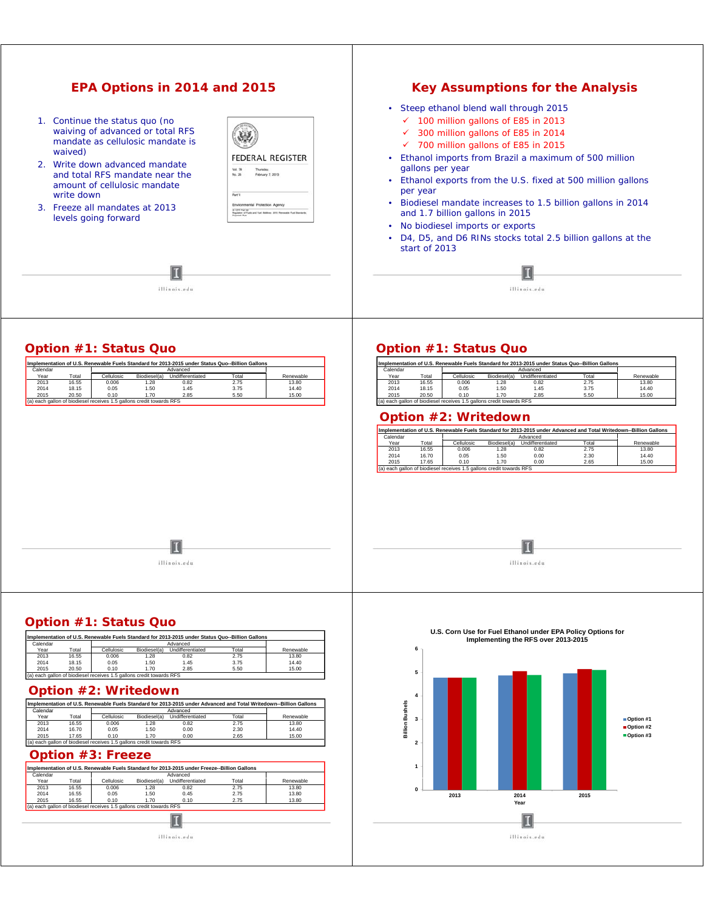## EPA Options in 2014 and 2015

1. Continue the status quo (no waiving of advanced or total RFS mandate as cellulosic mandate is waived)
2. Write down advanced mandate and total RFS mandate near the amount of cellulosic mandate write down
3. Freeze all mandates at 2013 levels going forward

FEDERAL REGISTER

Vol. 78 No. 26 Thursday, February 7, 2013

Part II

Environmental Protection Agency

## Key Assumptions for the Analysis

- Steep ethanol blend wall through 2015
  - ✓ 100 million gallons of E85 in 2013
  - ✓ 300 million gallons of E85 in 2014
  - ✓ 700 million gallons of E85 in 2015
- Ethanol imports from Brazil a maximum of 500 million gallons per year
- Ethanol exports from the U.S. fixed at 500 million gallons per year
- Biodiesel mandate increases to 1.5 billion gallons in 2014 and 1.7 billion gallons in 2015
- No biodiesel imports or exports
- D4, D5, and D6 RINs stocks total 2.5 billion gallons at the start of 2013

## Option #1: Status Quo

Implementation of U.S. Renewable Fuels Standard for 2013-2015 under Status Quo--Billion Gallons

| Calendar Year | Total | Advanced: Cellulosic | Advanced: Biodiesel(a) | Advanced: Undifferentiated | Advanced: Total | Renewable |
|---|---|---|---|---|---|---|
| 2013 | 16.55 | 0.006 | 1.28 | 0.82 | 2.75 | 13.80 |
| 2014 | 18.15 | 0.05 | 1.50 | 1.45 | 3.75 | 14.40 |
| 2015 | 20.50 | 0.10 | 1.70 | 2.85 | 5.50 | 15.00 |

(a) each gallon of biodiesel receives 1.5 gallons credit towards RFS

## Option #1: Status Quo

Implementation of U.S. Renewable Fuels Standard for 2013-2015 under Status Quo--Billion Gallons

| Calendar Year | Total | Advanced: Cellulosic | Advanced: Biodiesel(a) | Advanced: Undifferentiated | Advanced: Total | Renewable |
|---|---|---|---|---|---|---|
| 2013 | 16.55 | 0.006 | 1.28 | 0.82 | 2.75 | 13.80 |
| 2014 | 18.15 | 0.05 | 1.50 | 1.45 | 3.75 | 14.40 |
| 2015 | 20.50 | 0.10 | 1.70 | 2.85 | 5.50 | 15.00 |

(a) each gallon of biodiesel receives 1.5 gallons credit towards RFS

## Option #2: Writedown

Implementation of U.S. Renewable Fuels Standard for 2013-2015 under Advanced and Total Writedown--Billion Gallons

| Calendar Year | Total | Advanced: Cellulosic | Advanced: Biodiesel(a) | Advanced: Undifferentiated | Advanced: Total | Renewable |
|---|---|---|---|---|---|---|
| 2013 | 16.55 | 0.006 | 1.28 | 0.82 | 2.75 | 13.80 |
| 2014 | 16.70 | 0.05 | 1.50 | 0.00 | 2.30 | 14.40 |
| 2015 | 17.65 | 0.10 | 1.70 | 0.00 | 2.65 | 15.00 |

(a) each gallon of biodiesel receives 1.5 gallons credit towards RFS

## Option #1: Status Quo

Implementation of U.S. Renewable Fuels Standard for 2013-2015 under Status Quo--Billion Gallons

| Calendar Year | Total | Advanced: Cellulosic | Advanced: Biodiesel(a) | Advanced: Undifferentiated | Advanced: Total | Renewable |
|---|---|---|---|---|---|---|
| 2013 | 16.55 | 0.006 | 1.28 | 0.82 | 2.75 | 13.80 |
| 2014 | 18.15 | 0.05 | 1.50 | 1.45 | 3.75 | 14.40 |
| 2015 | 20.50 | 0.10 | 1.70 | 2.85 | 5.50 | 15.00 |

(a) each gallon of biodiesel receives 1.5 gallons credit towards RFS

## Option #2: Writedown

Implementation of U.S. Renewable Fuels Standard for 2013-2015 under Advanced and Total Writedown--Billion Gallons

| Calendar Year | Total | Advanced: Cellulosic | Advanced: Biodiesel(a) | Advanced: Undifferentiated | Advanced: Total | Renewable |
|---|---|---|---|---|---|---|
| 2013 | 16.55 | 0.006 | 1.28 | 0.82 | 2.75 | 13.80 |
| 2014 | 16.70 | 0.05 | 1.50 | 0.00 | 2.30 | 14.40 |
| 2015 | 17.65 | 0.10 | 1.70 | 0.00 | 2.65 | 15.00 |

(a) each gallon of biodiesel receives 1.5 gallons credit towards RFS

## Option #3: Freeze

Implementation of U.S. Renewable Fuels Standard for 2013-2015 under Freeze--Billion Gallons

| Calendar Year | Total | Advanced: Cellulosic | Advanced: Biodiesel(a) | Advanced: Undifferentiated | Advanced: Total | Renewable |
|---|---|---|---|---|---|---|
| 2013 | 16.55 | 0.006 | 1.28 | 0.82 | 2.75 | 13.80 |
| 2014 | 16.55 | 0.05 | 1.50 | 0.45 | 2.75 | 13.80 |
| 2015 | 16.55 | 0.10 | 1.70 | 0.10 | 2.75 | 13.80 |

(a) each gallon of biodiesel receives 1.5 gallons credit towards RFS

U.S. Corn Use for Fuel Ethanol under EPA Policy Options for Implementing the RFS over 2013-2015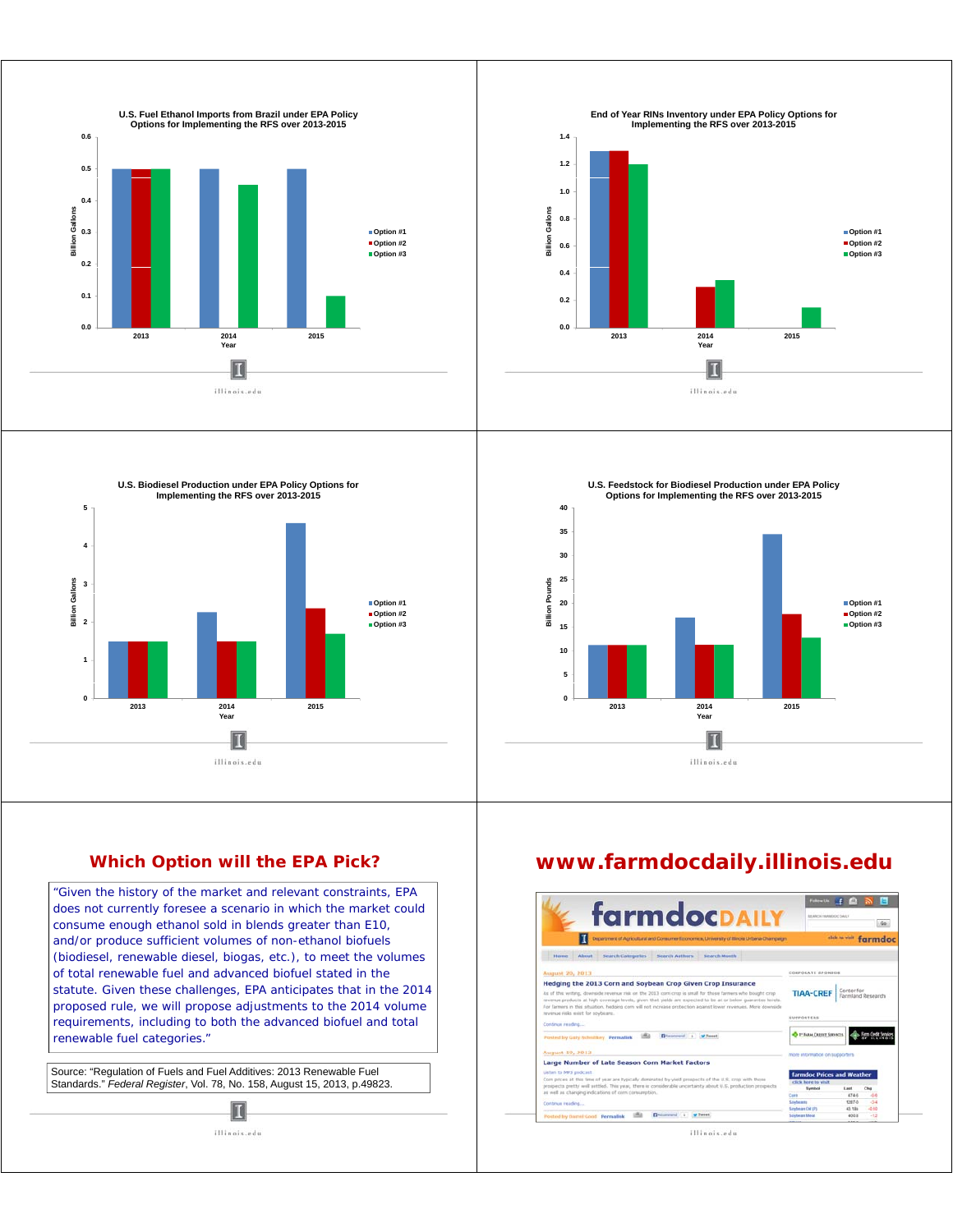U.S. Fuel Ethanol Imports from Brazil under EPA Policy Options for Implementing the RFS over 2013-2015

Billion Gallons

0.6
0.5
0.4
0.3
0.2
0.1
0.0

2013
2014
2015
Year

Option #1
Option #2
Option #3

illinois.edu

End of Year RINs Inventory under EPA Policy Options for Implementing the RFS over 2013-2015

Billion Gallons

1.4
1.2
1.0
0.8
0.6
0.4
0.2
0.0

2013
2014
2015
Year

Option #1
Option #2
Option #3

illinois.edu

U.S. Biodiesel Production under EPA Policy Options for Implementing the RFS over 2013-2015

Billion Gallons

5
4
3
2
1
0

2013
2014
2015
Year

Option #1
Option #2
Option #3

illinois.edu

U.S. Feedstock for Biodiesel Production under EPA Policy Options for Implementing the RFS over 2013-2015

Billion Pounds

40
35
30
25
20
15
10
5
0

2013
2014
2015
Year

Option #1
Option #2
Option #3

illinois.edu

## Which Option will the EPA Pick?

"Given the history of the market and relevant constraints, EPA does not currently foresee a scenario in which the market could consume enough ethanol sold in blends greater than E10, and/or produce sufficient volumes of non-ethanol biofuels (biodiesel, renewable diesel, biogas, etc.), to meet the volumes of total renewable fuel and advanced biofuel stated in the statute. Given these challenges, EPA anticipates that in the 2014 proposed rule, we will propose adjustments to the 2014 volume requirements, including to both the advanced biofuel and total renewable fuel categories."

Source: "Regulation of Fuels and Fuel Additives: 2013 Renewable Fuel Standards." *Federal Register*, Vol. 78, No. 158, August 15, 2013, p.49823.

illinois.edu

## www.farmdocdaily.illinois.edu

illinois.edu